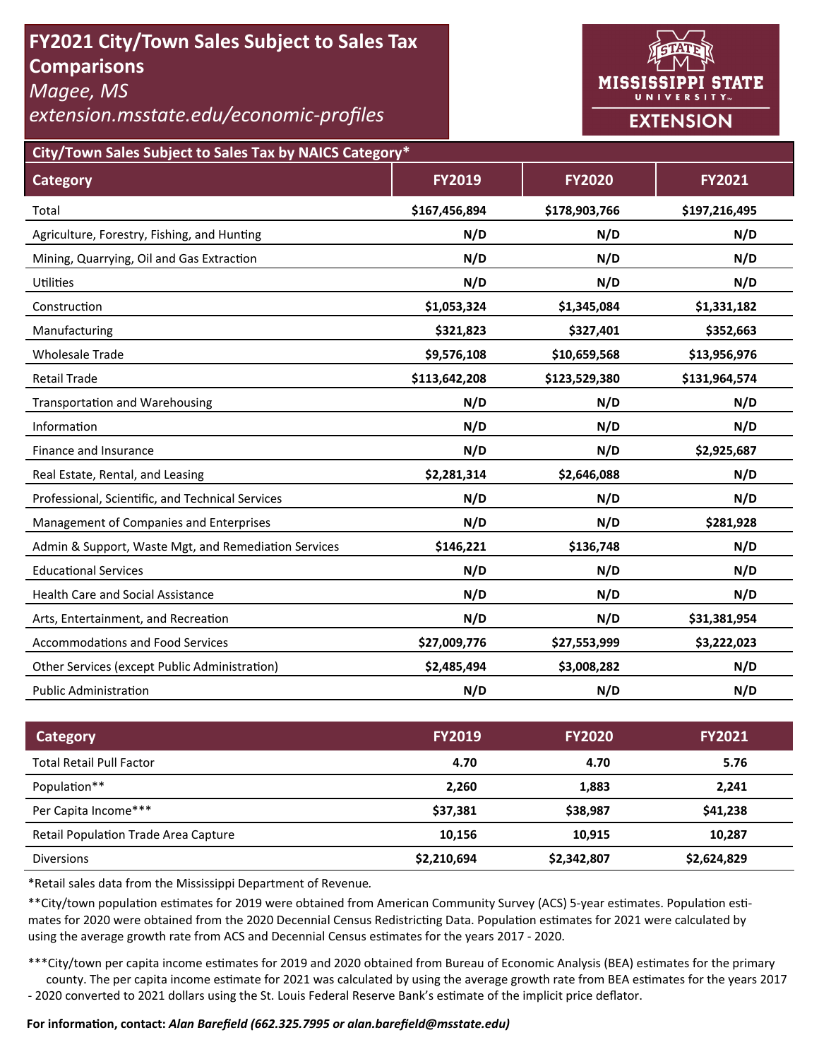# FY2021 City/Town Sales Subject to Sales Tax Comparisons

*Magee, MS*

*extension.msstate.edu/economic-profiles*

**Mississippi State University Extension**

## City/Town Sales Subject to Sales Tax by NAICS Category*

| Category | FY2019 | FY2020 | FY2021 |
|---|---|---|---|
| Total | $167,456,894 | $178,903,766 | $197,216,495 |
| Agriculture, Forestry, Fishing, and Hunting | N/D | N/D | N/D |
| Mining, Quarrying, Oil and Gas Extraction | N/D | N/D | N/D |
| Utilities | N/D | N/D | N/D |
| Construction | $1,053,324 | $1,345,084 | $1,331,182 |
| Manufacturing | $321,823 | $327,401 | $352,663 |
| Wholesale Trade | $9,576,108 | $10,659,568 | $13,956,976 |
| Retail Trade | $113,642,208 | $123,529,380 | $131,964,574 |
| Transportation and Warehousing | N/D | N/D | N/D |
| Information | N/D | N/D | N/D |
| Finance and Insurance | N/D | N/D | $2,925,687 |
| Real Estate, Rental, and Leasing | $2,281,314 | $2,646,088 | N/D |
| Professional, Scientific, and Technical Services | N/D | N/D | N/D |
| Management of Companies and Enterprises | N/D | N/D | $281,928 |
| Admin & Support, Waste Mgt, and Remediation Services | $146,221 | $136,748 | N/D |
| Educational Services | N/D | N/D | N/D |
| Health Care and Social Assistance | N/D | N/D | N/D |
| Arts, Entertainment, and Recreation | N/D | N/D | $31,381,954 |
| Accommodations and Food Services | $27,009,776 | $27,553,999 | $3,222,023 |
| Other Services (except Public Administration) | $2,485,494 | $3,008,282 | N/D |
| Public Administration | N/D | N/D | N/D |

| Category | FY2019 | FY2020 | FY2021 |
|---|---|---|---|
| Total Retail Pull Factor | 4.70 | 4.70 | 5.76 |
| Population** | 2,260 | 1,883 | 2,241 |
| Per Capita Income*** | $37,381 | $38,987 | $41,238 |
| Retail Population Trade Area Capture | 10,156 | 10,915 | 10,287 |
| Diversions | $2,210,694 | $2,342,807 | $2,624,829 |

*Retail sales data from the Mississippi Department of Revenue.

**City/town population estimates for 2019 were obtained from American Community Survey (ACS) 5-year estimates. Population estimates for 2020 were obtained from the 2020 Decennial Census Redistricting Data. Population estimates for 2021 were calculated by using the average growth rate from ACS and Decennial Census estimates for the years 2017 - 2020.

***City/town per capita income estimates for 2019 and 2020 obtained from Bureau of Economic Analysis (BEA) estimates for the primary county. The per capita income estimate for 2021 was calculated by using the average growth rate from BEA estimates for the years 2017 - 2020 converted to 2021 dollars using the St. Louis Federal Reserve Bank's estimate of the implicit price deflator.

**For information, contact:** ***Alan Barefield (662.325.7995 or alan.barefield@msstate.edu)***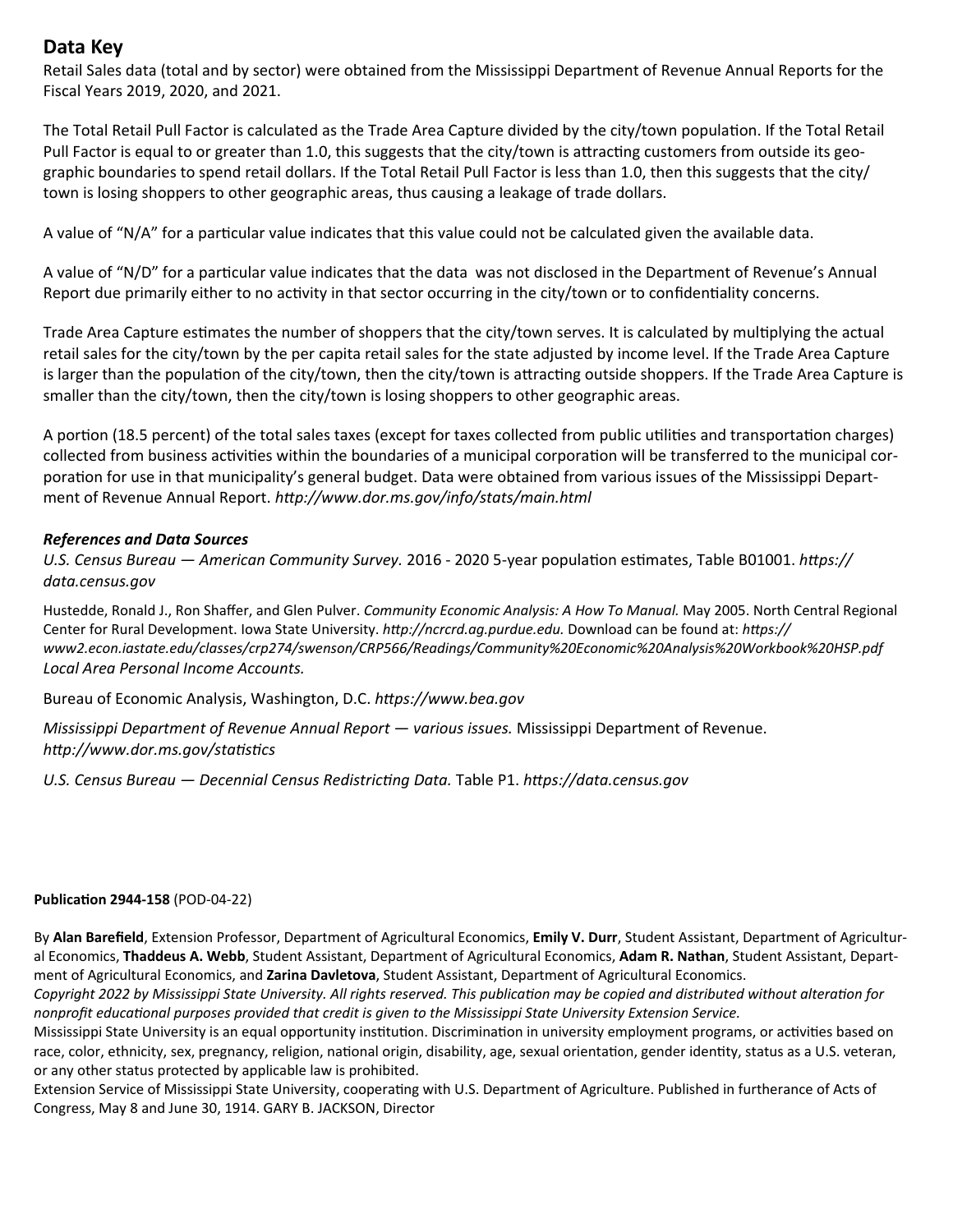## Data Key

Retail Sales data (total and by sector) were obtained from the Mississippi Department of Revenue Annual Reports for the Fiscal Years 2019, 2020, and 2021.

The Total Retail Pull Factor is calculated as the Trade Area Capture divided by the city/town population. If the Total Retail Pull Factor is equal to or greater than 1.0, this suggests that the city/town is attracting customers from outside its geographic boundaries to spend retail dollars. If the Total Retail Pull Factor is less than 1.0, then this suggests that the city/town is losing shoppers to other geographic areas, thus causing a leakage of trade dollars.

A value of "N/A" for a particular value indicates that this value could not be calculated given the available data.

A value of "N/D" for a particular value indicates that the data was not disclosed in the Department of Revenue's Annual Report due primarily either to no activity in that sector occurring in the city/town or to confidentiality concerns.

Trade Area Capture estimates the number of shoppers that the city/town serves. It is calculated by multiplying the actual retail sales for the city/town by the per capita retail sales for the state adjusted by income level. If the Trade Area Capture is larger than the population of the city/town, then the city/town is attracting outside shoppers. If the Trade Area Capture is smaller than the city/town, then the city/town is losing shoppers to other geographic areas.

A portion (18.5 percent) of the total sales taxes (except for taxes collected from public utilities and transportation charges) collected from business activities within the boundaries of a municipal corporation will be transferred to the municipal corporation for use in that municipality's general budget. Data were obtained from various issues of the Mississippi Department of Revenue Annual Report. *http://www.dor.ms.gov/info/stats/main.html*

### *References and Data Sources*

*U.S. Census Bureau — American Community Survey.* 2016 - 2020 5-year population estimates, Table B01001. *https://data.census.gov*

Hustedde, Ronald J., Ron Shaffer, and Glen Pulver. *Community Economic Analysis: A How To Manual.* May 2005. North Central Regional Center for Rural Development. Iowa State University. *http://ncrcrd.ag.purdue.edu.* Download can be found at: *https://www2.econ.iastate.edu/classes/crp274/swenson/CRP566/Readings/Community%20Economic%20Analysis%20Workbook%20HSP.pdf* *Local Area Personal Income Accounts.*

Bureau of Economic Analysis, Washington, D.C. *https://www.bea.gov*

*Mississippi Department of Revenue Annual Report — various issues.* Mississippi Department of Revenue. *http://www.dor.ms.gov/statistics*

*U.S. Census Bureau — Decennial Census Redistricting Data.* Table P1. *https://data.census.gov*

**Publication 2944-158** (POD-04-22)

By **Alan Barefield**, Extension Professor, Department of Agricultural Economics, **Emily V. Durr**, Student Assistant, Department of Agricultural Economics, **Thaddeus A. Webb**, Student Assistant, Department of Agricultural Economics, **Adam R. Nathan**, Student Assistant, Department of Agricultural Economics, and **Zarina Davletova**, Student Assistant, Department of Agricultural Economics.

*Copyright 2022 by Mississippi State University. All rights reserved. This publication may be copied and distributed without alteration for nonprofit educational purposes provided that credit is given to the Mississippi State University Extension Service.*

Mississippi State University is an equal opportunity institution. Discrimination in university employment programs, or activities based on race, color, ethnicity, sex, pregnancy, religion, national origin, disability, age, sexual orientation, gender identity, status as a U.S. veteran, or any other status protected by applicable law is prohibited.

Extension Service of Mississippi State University, cooperating with U.S. Department of Agriculture. Published in furtherance of Acts of Congress, May 8 and June 30, 1914. GARY B. JACKSON, Director